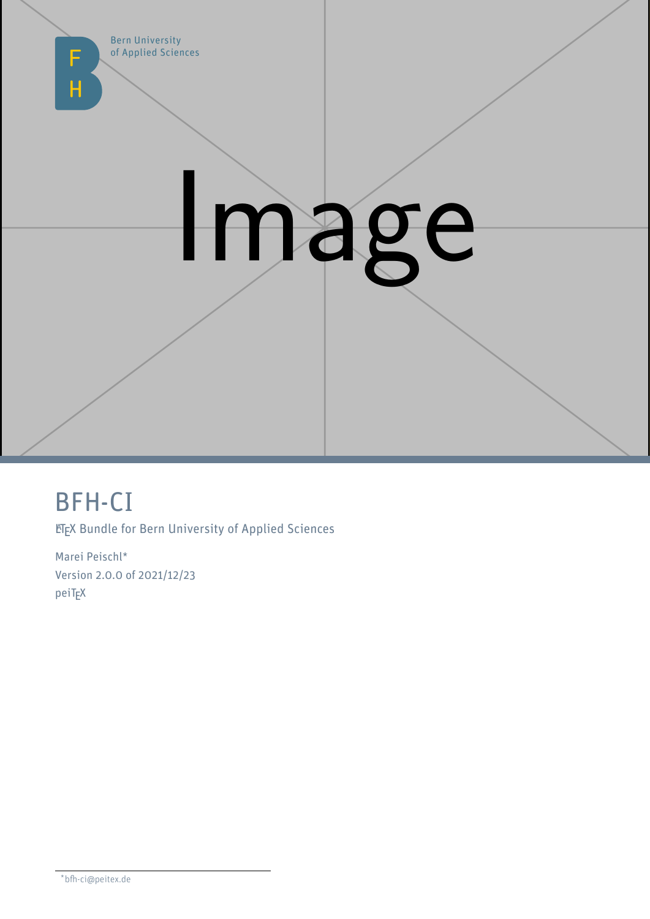Bern University
of Applied Sciences

# BFH-CI

LaTeX Bundle for Bern University of Applied Sciences

Marei Peischl*

Version 2.0.0 of 2021/12/23

peiTeX

*bfh-ci@peitex.de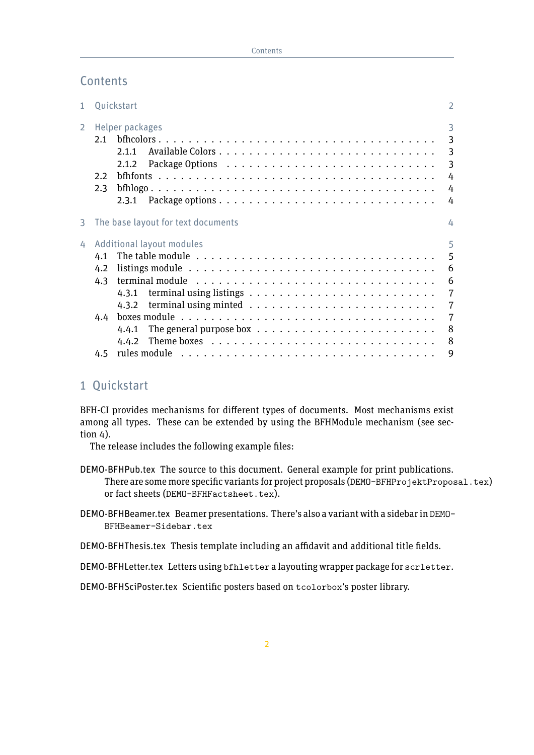# Contents

1 Quickstart — 2

2 Helper packages — 3
- 2.1 bfhcolors — 3
  - 2.1.1 Available Colors — 3
  - 2.1.2 Package Options — 3
- 2.2 bfhfonts — 4
- 2.3 bfhlogo — 4
  - 2.3.1 Package options — 4

3 The base layout for text documents — 4

4 Additional layout modules — 5
- 4.1 The table module — 5
- 4.2 listings module — 6
- 4.3 terminal module — 6
  - 4.3.1 terminal using listings — 7
  - 4.3.2 terminal using minted — 7
- 4.4 boxes module — 7
  - 4.4.1 The general purpose box — 8
  - 4.4.2 Theme boxes — 8
- 4.5 rules module — 9

# 1 Quickstart

BFH-CI provides mechanisms for different types of documents. Most mechanisms exist among all types. These can be extended by using the BFHModule mechanism (see section 4).

The release includes the following example files:

**DEMO-BFHPub.tex** The source to this document. General example for print publications. There are some more specific variants for project proposals (`DEMO-BFHProjektProposal.tex`) or fact sheets (`DEMO-BFHFactsheet.tex`).

**DEMO-BFHBeamer.tex** Beamer presentations. There's also a variant with a sidebar in `DEMO-BFHBeamer-Sidebar.tex`

**DEMO-BFHThesis.tex** Thesis template including an affidavit and additional title fields.

**DEMO-BFHLetter.tex** Letters using `bfhletter` a layouting wrapper package for `scrletter`.

**DEMO-BFHSciPoster.tex** Scientific posters based on `tcolorbox`'s poster library.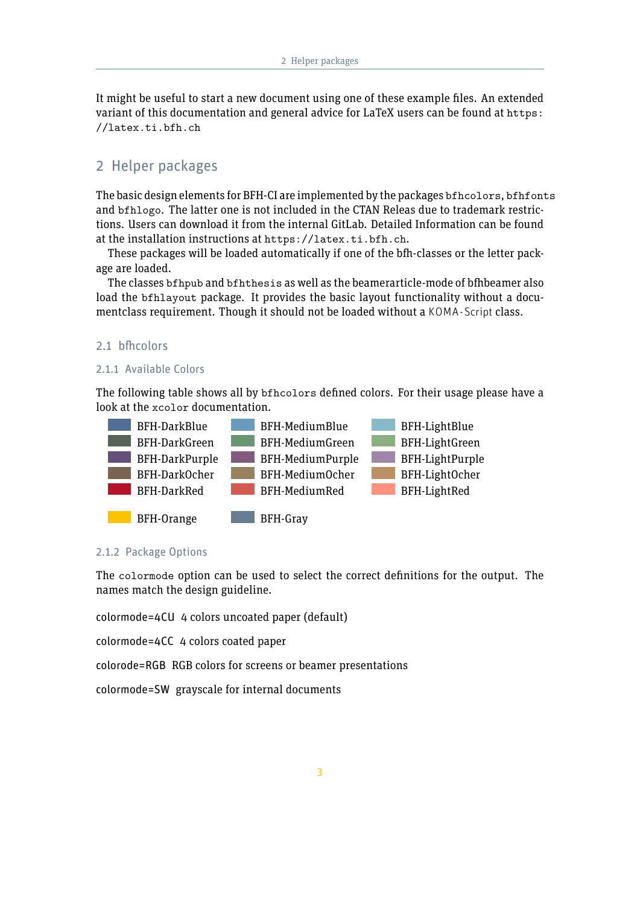It might be useful to start a new document using one of these example files. An extended variant of this documentation and general advice for LaTeX users can be found at `https://latex.ti.bfh.ch`

## 2 Helper packages

The basic design elements for BFH-CI are implemented by the packages `bfhcolors`, `bfhfonts` and `bfhlogo`. The latter one is not included in the CTAN Releas due to trademark restrictions. Users can download it from the internal GitLab. Detailed Information can be found at the installation instructions at `https://latex.ti.bfh.ch`.

These packages will be loaded automatically if one of the bfh-classes or the letter package are loaded.

The classes `bfhpub` and `bfhthesis` as well as the beamerarticle-mode of bfhbeamer also load the `bfhlayout` package. It provides the basic layout functionality without a documentclass requirement. Though it should not be loaded without a KOMA-Script class.

### 2.1 bfhcolors

#### 2.1.1 Available Colors

The following table shows all by `bfhcolors` defined colors. For their usage please have a look at the `xcolor` documentation.

| | | |
|---|---|---|
| BFH-DarkBlue | BFH-MediumBlue | BFH-LightBlue |
| BFH-DarkGreen | BFH-MediumGreen | BFH-LightGreen |
| BFH-DarkPurple | BFH-MediumPurple | BFH-LightPurple |
| BFH-DarkOcher | BFH-MediumOcher | BFH-LightOcher |
| BFH-DarkRed | BFH-MediumRed | BFH-LightRed |
| BFH-Orange | BFH-Gray | |

#### 2.1.2 Package Options

The `colormode` option can be used to select the correct definitions for the output. The names match the design guideline.

colormode=4CU 4 colors uncoated paper (default)

colormode=4CC 4 colors coated paper

colorode=RGB RGB colors for screens or beamer presentations

colormode=SW grayscale for internal documents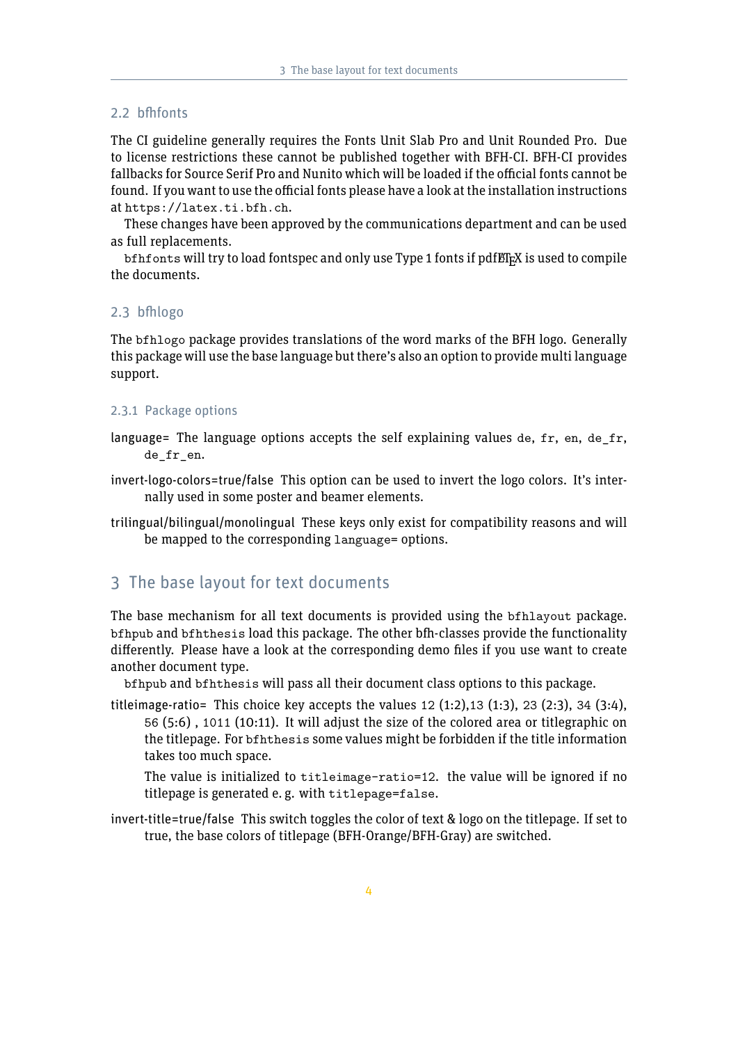## 2.2 bfhfonts

The CI guideline generally requires the Fonts Unit Slab Pro and Unit Rounded Pro. Due to license restrictions these cannot be published together with BFH-CI. BFH-CI provides fallbacks for Source Serif Pro and Nunito which will be loaded if the official fonts cannot be found. If you want to use the official fonts please have a look at the installation instructions at `https://latex.ti.bfh.ch`.

These changes have been approved by the communications department and can be used as full replacements.

`bfhfonts` will try to load fontspec and only use Type 1 fonts if pdfLaTeX is used to compile the documents.

## 2.3 bfhlogo

The `bfhlogo` package provides translations of the word marks of the BFH logo. Generally this package will use the base language but there's also an option to provide multi language support.

### 2.3.1 Package options

language= The language options accepts the self explaining values `de`, `fr`, `en`, `de_fr`, `de_fr_en`.

invert-logo-colors=true/false This option can be used to invert the logo colors. It's internally used in some poster and beamer elements.

trilingual/bilingual/monolingual These keys only exist for compatibility reasons and will be mapped to the corresponding `language=` options.

# 3 The base layout for text documents

The base mechanism for all text documents is provided using the `bfhlayout` package. `bfhpub` and `bfhthesis` load this package. The other bfh-classes provide the functionality differently. Please have a look at the corresponding demo files if you use want to create another document type.

`bfhpub` and `bfhthesis` will pass all their document class options to this package.

titleimage-ratio= This choice key accepts the values `12` (1:2),`13` (1:3), `23` (2:3), `34` (3:4), `56` (5:6) , `1011` (10:11). It will adjust the size of the colored area or titlegraphic on the titlepage. For `bfhthesis` some values might be forbidden if the title information takes too much space.

The value is initialized to `titleimage-ratio=12`. the value will be ignored if no titlepage is generated e. g. with `titlepage=false`.

invert-title=true/false This switch toggles the color of text & logo on the titlepage. If set to true, the base colors of titlepage (BFH-Orange/BFH-Gray) are switched.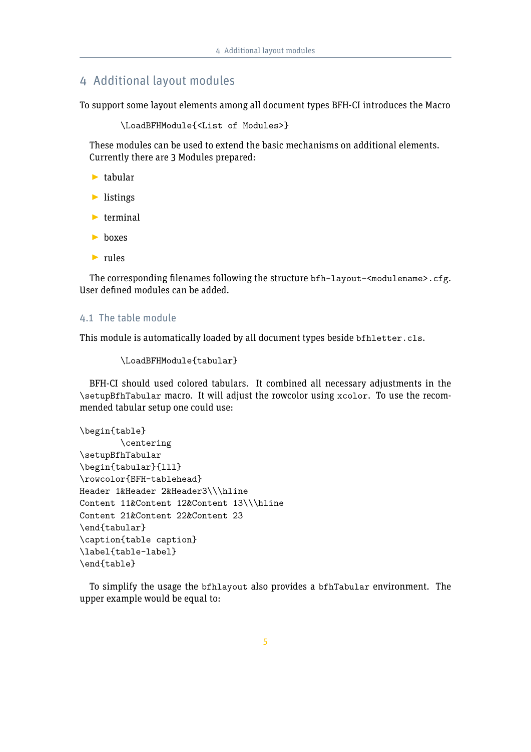# 4 Additional layout modules

To support some layout elements among all document types BFH-CI introduces the Macro

```
\LoadBFHModule{<List of Modules>}
```

These modules can be used to extend the basic mechanisms on additional elements. Currently there are 3 Modules prepared:

- tabular
- listings
- terminal
- boxes
- rules

The corresponding filenames following the structure `bfh-layout-<modulename>.cfg`. User defined modules can be added.

## 4.1 The table module

This module is automatically loaded by all document types beside `bfhletter.cls`.

```
\LoadBFHModule{tabular}
```

BFH-CI should used colored tabulars. It combined all necessary adjustments in the `\setupBfhTabular` macro. It will adjust the rowcolor using `xcolor`. To use the recommended tabular setup one could use:

```
\begin{table}
        \centering
\setupBfhTabular
\begin{tabular}{lll}
\rowcolor{BFH-tablehead}
Header 1&Header 2&Header3\\\hline
Content 11&Content 12&Content 13\\\hline
Content 21&Content 22&Content 23
\end{tabular}
\caption{table caption}
\label{table-label}
\end{table}
```

To simplify the usage the `bfhlayout` also provides a `bfhTabular` environment. The upper example would be equal to: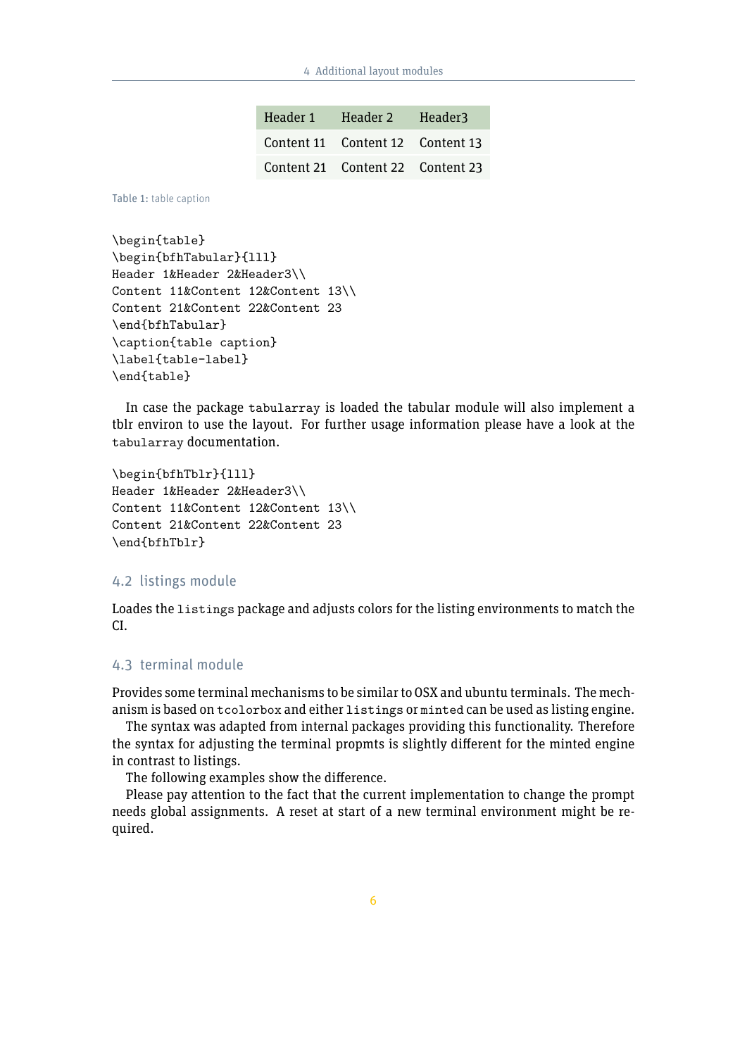| Header 1 | Header 2 | Header3 |
|---|---|---|
| Content 11 | Content 12 | Content 13 |
| Content 21 | Content 22 | Content 23 |

Table 1: table caption

```
\begin{table}
\begin{bfhTabular}{lll}
Header 1&Header 2&Header3\\
Content 11&Content 12&Content 13\\
Content 21&Content 22&Content 23
\end{bfhTabular}
\caption{table caption}
\label{table-label}
\end{table}
```

In case the package `tabularray` is loaded the tabular module will also implement a tblr environ to use the layout. For further usage information please have a look at the `tabularray` documentation.

```
\begin{bfhTblr}{lll}
Header 1&Header 2&Header3\\
Content 11&Content 12&Content 13\\
Content 21&Content 22&Content 23
\end{bfhTblr}
```

### 4.2 listings module

Loades the `listings` package and adjusts colors for the listing environments to match the CI.

### 4.3 terminal module

Provides some terminal mechanisms to be similar to OSX and ubuntu terminals. The mechanism is based on `tcolorbox` and either `listings` or `minted` can be used as listing engine.

The syntax was adapted from internal packages providing this functionality. Therefore the syntax for adjusting the terminal propmts is slightly different for the minted engine in contrast to listings.

The following examples show the difference.

Please pay attention to the fact that the current implementation to change the prompt needs global assignments. A reset at start of a new terminal environment might be required.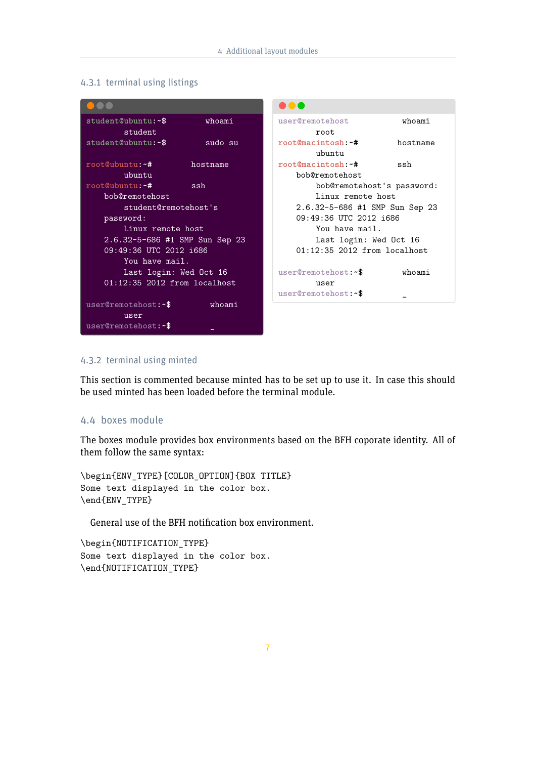### 4.3.1 terminal using listings

```
student@ubuntu:~$         whoami
        student
student@ubuntu:~$         sudo su

root@ubuntu:~#         hostname
        ubuntu
root@ubuntu:~#         ssh
    bob@remotehost
        student@remotehost's
    password:
        Linux remote host
    2.6.32-5-686 #1 SMP Sun Sep 23
    09:49:36 UTC 2012 i686
        You have mail.
        Last login: Wed Oct 16
    01:12:35 2012 from localhost

user@remotehost:~$         whoami
        user
user@remotehost:~$         _
```

```
user@remotehost            whoami
        root
root@macintosh:~#         hostname
        ubuntu
root@macintosh:~#         ssh
    bob@remotehost
        bob@remotehost's password:
        Linux remote host
    2.6.32-5-686 #1 SMP Sun Sep 23
    09:49:36 UTC 2012 i686
        You have mail.
        Last login: Wed Oct 16
    01:12:35 2012 from localhost

user@remotehost:~$         whoami
        user
user@remotehost:~$         _
```

### 4.3.2 terminal using minted

This section is commented because minted has to be set up to use it. In case this should be used minted has been loaded before the terminal module.

## 4.4 boxes module

The boxes module provides box environments based on the BFH coporate identity. All of them follow the same syntax:

```
\begin{ENV_TYPE}[COLOR_OPTION]{BOX TITLE}
Some text displayed in the color box.
\end{ENV_TYPE}
```

General use of the BFH notification box environment.

```
\begin{NOTIFICATION_TYPE}
Some text displayed in the color box.
\end{NOTIFICATION_TYPE}
```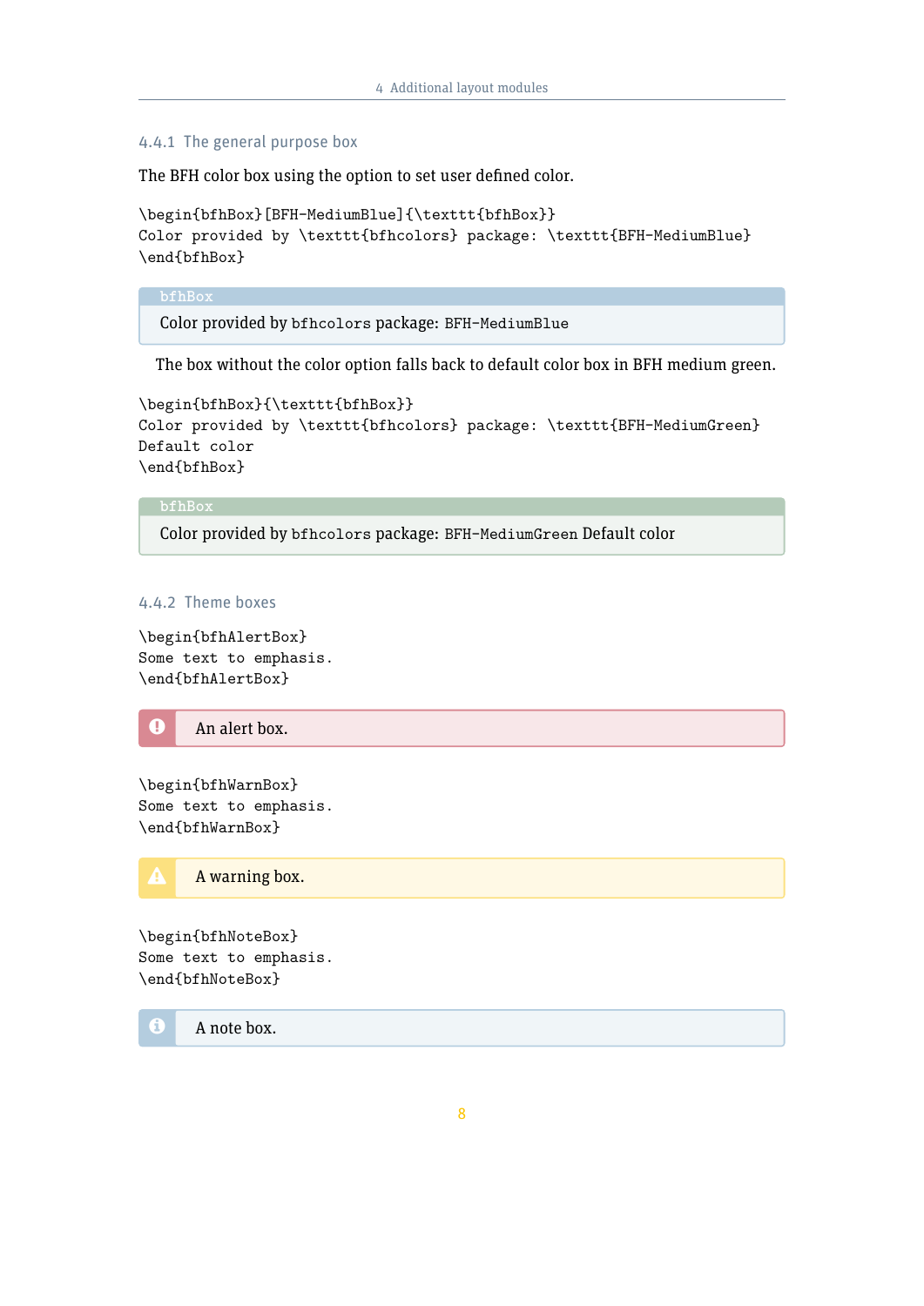### 4.4.1 The general purpose box

The BFH color box using the option to set user defined color.

```
\begin{bfhBox}[BFH-MediumBlue]{\texttt{bfhBox}}
Color provided by \texttt{bfhcolors} package: \texttt{BFH-MediumBlue}
\end{bfhBox}
```

**bfhBox**

Color provided by `bfhcolors` package: `BFH-MediumBlue`

The box without the color option falls back to default color box in BFH medium green.

```
\begin{bfhBox}{\texttt{bfhBox}}
Color provided by \texttt{bfhcolors} package: \texttt{BFH-MediumGreen}
Default color
\end{bfhBox}
```

**bfhBox**

Color provided by `bfhcolors` package: `BFH-MediumGreen` Default color

### 4.4.2 Theme boxes

```
\begin{bfhAlertBox}
Some text to emphasis.
\end{bfhAlertBox}
```

An alert box.

```
\begin{bfhWarnBox}
Some text to emphasis.
\end{bfhWarnBox}
```

A warning box.

```
\begin{bfhNoteBox}
Some text to emphasis.
\end{bfhNoteBox}
```

A note box.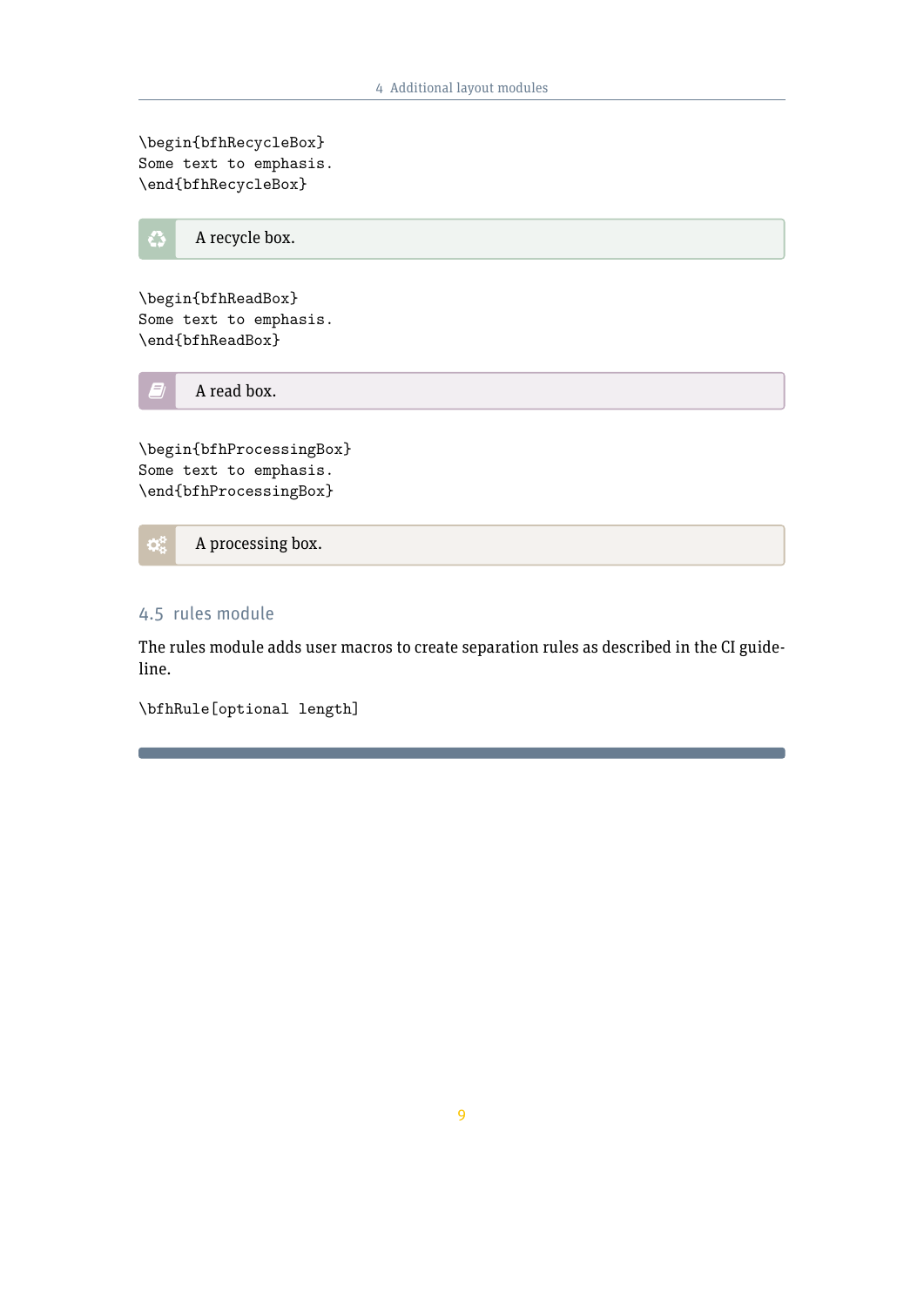```
\begin{bfhRecycleBox}
Some text to emphasis.
\end{bfhRecycleBox}
```

A recycle box.

```
\begin{bfhReadBox}
Some text to emphasis.
\end{bfhReadBox}
```

A read box.

```
\begin{bfhProcessingBox}
Some text to emphasis.
\end{bfhProcessingBox}
```

A processing box.

## 4.5 rules module

The rules module adds user macros to create separation rules as described in the CI guideline.

```
\bfhRule[optional length]
```